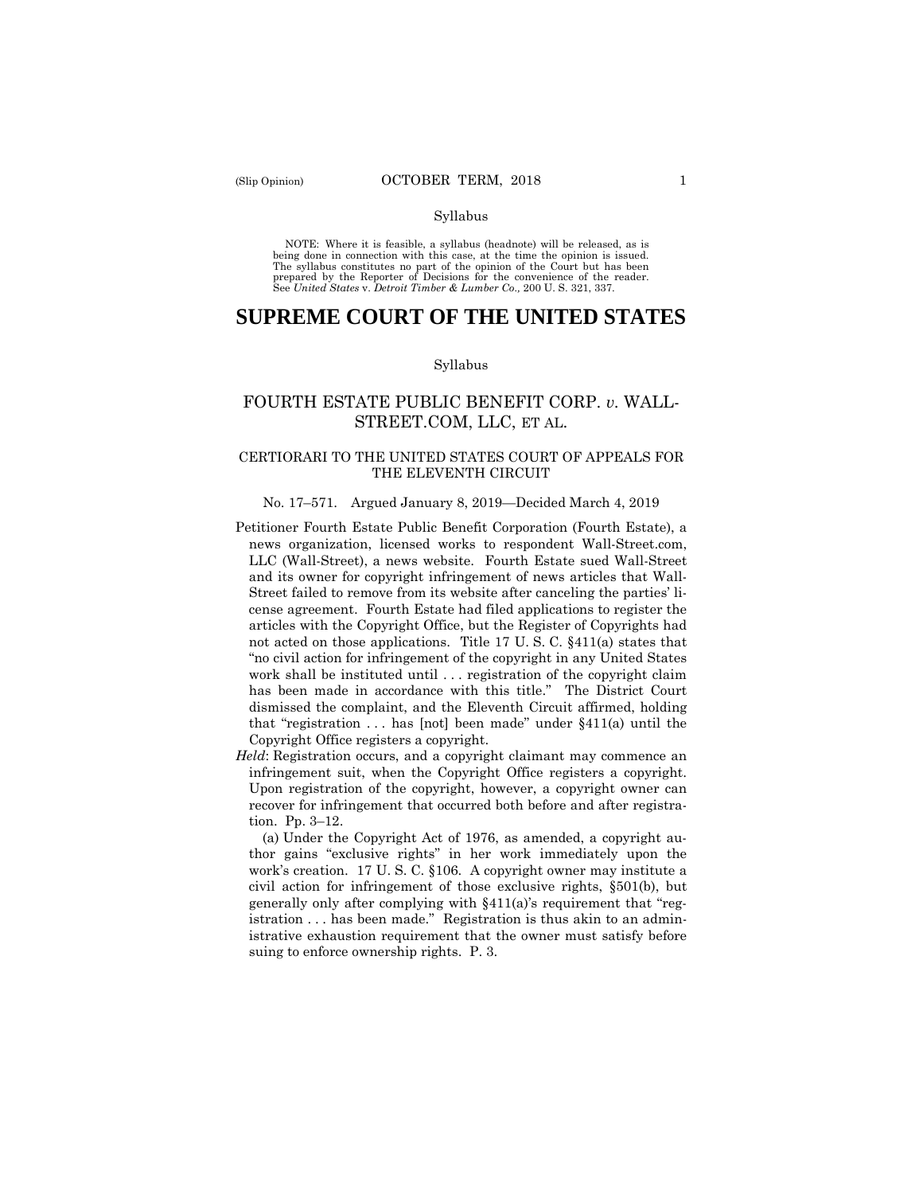Syllabus

NOTE: Where it is feasible, a syllabus (headnote) will be released, as is being done in connection with this case, at the time the opinion is issued. The syllabus constitutes no part of the opinion of the Court but has been prepared by the Reporter of Decisions for the convenience of the reader. See *United States* v. *Detroit Timber & Lumber Co.,* 200 U. S. 321, 337.

# SUPREME COURT OF THE UNITED STATES

Syllabus

## FOURTH ESTATE PUBLIC BENEFIT CORP. *v.* WALL-STREET.COM, LLC, ET AL.

### CERTIORARI TO THE UNITED STATES COURT OF APPEALS FOR THE ELEVENTH CIRCUIT

No. 17–571. Argued January 8, 2019—Decided March 4, 2019

Petitioner Fourth Estate Public Benefit Corporation (Fourth Estate), a news organization, licensed works to respondent Wall-Street.com, LLC (Wall-Street), a news website. Fourth Estate sued Wall-Street and its owner for copyright infringement of news articles that Wall-Street failed to remove from its website after canceling the parties' license agreement. Fourth Estate had filed applications to register the articles with the Copyright Office, but the Register of Copyrights had not acted on those applications. Title 17 U. S. C. §411(a) states that "no civil action for infringement of the copyright in any United States work shall be instituted until . . . registration of the copyright claim has been made in accordance with this title." The District Court dismissed the complaint, and the Eleventh Circuit affirmed, holding that "registration . . . has [not] been made" under §411(a) until the Copyright Office registers a copyright.

*Held*: Registration occurs, and a copyright claimant may commence an infringement suit, when the Copyright Office registers a copyright. Upon registration of the copyright, however, a copyright owner can recover for infringement that occurred both before and after registration. Pp. 3–12.

(a) Under the Copyright Act of 1976, as amended, a copyright author gains "exclusive rights" in her work immediately upon the work's creation. 17 U. S. C. §106. A copyright owner may institute a civil action for infringement of those exclusive rights, §501(b), but generally only after complying with §411(a)'s requirement that "registration . . . has been made." Registration is thus akin to an administrative exhaustion requirement that the owner must satisfy before suing to enforce ownership rights. P. 3.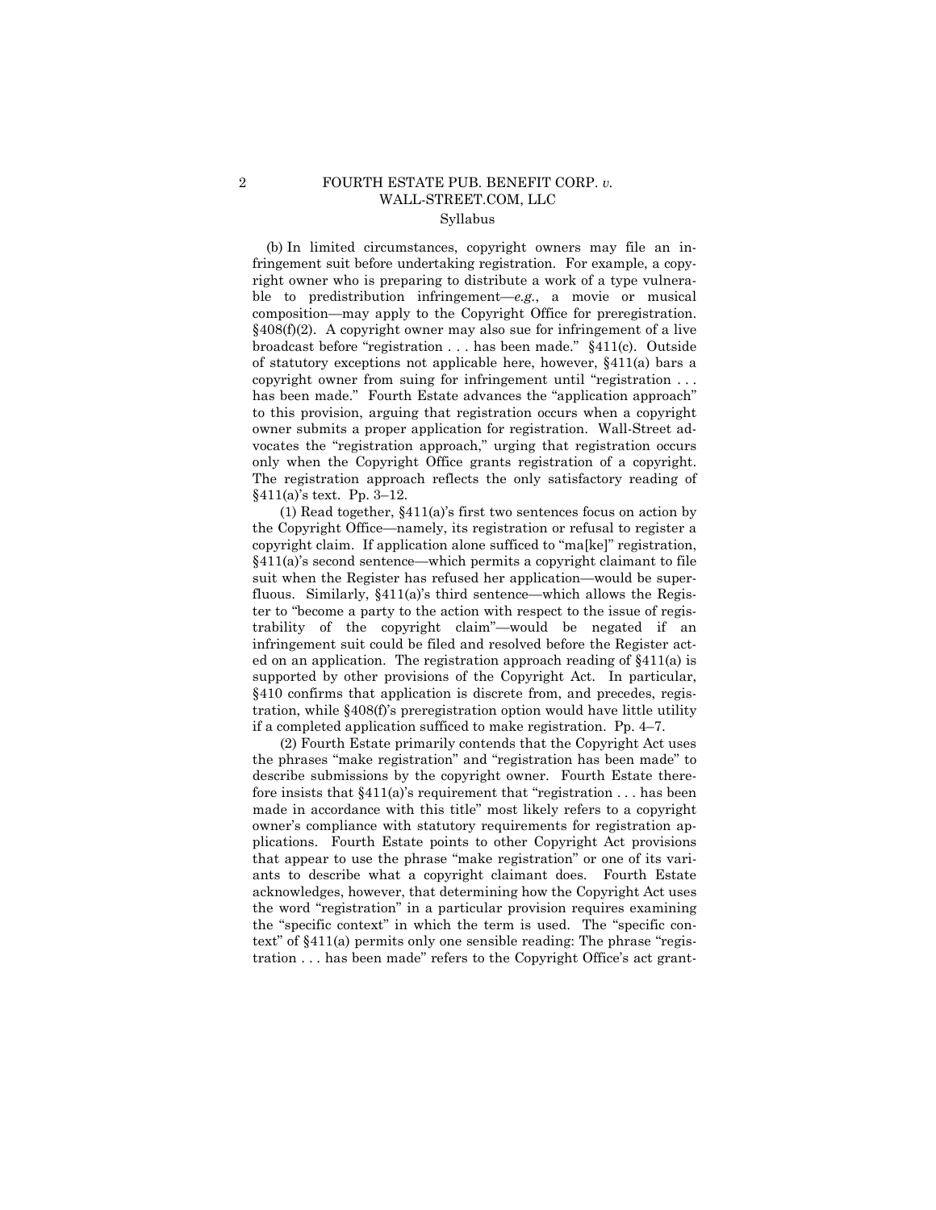(b) In limited circumstances, copyright owners may file an infringement suit before undertaking registration. For example, a copyright owner who is preparing to distribute a work of a type vulnerable to predistribution infringement—*e.g.*, a movie or musical composition—may apply to the Copyright Office for preregistration. §408(f)(2). A copyright owner may also sue for infringement of a live broadcast before "registration . . . has been made." §411(c). Outside of statutory exceptions not applicable here, however, §411(a) bars a copyright owner from suing for infringement until "registration . . . has been made." Fourth Estate advances the "application approach" to this provision, arguing that registration occurs when a copyright owner submits a proper application for registration. Wall-Street advocates the "registration approach," urging that registration occurs only when the Copyright Office grants registration of a copyright. The registration approach reflects the only satisfactory reading of §411(a)'s text. Pp. 3–12.

(1) Read together, §411(a)'s first two sentences focus on action by the Copyright Office—namely, its registration or refusal to register a copyright claim. If application alone sufficed to "ma[ke]" registration, §411(a)'s second sentence—which permits a copyright claimant to file suit when the Register has refused her application—would be superfluous. Similarly, §411(a)'s third sentence—which allows the Register to "become a party to the action with respect to the issue of registrability of the copyright claim"—would be negated if an infringement suit could be filed and resolved before the Register acted on an application. The registration approach reading of §411(a) is supported by other provisions of the Copyright Act. In particular, §410 confirms that application is discrete from, and precedes, registration, while §408(f)'s preregistration option would have little utility if a completed application sufficed to make registration. Pp. 4–7.

(2) Fourth Estate primarily contends that the Copyright Act uses the phrases "make registration" and "registration has been made" to describe submissions by the copyright owner. Fourth Estate therefore insists that §411(a)'s requirement that "registration . . . has been made in accordance with this title" most likely refers to a copyright owner's compliance with statutory requirements for registration applications. Fourth Estate points to other Copyright Act provisions that appear to use the phrase "make registration" or one of its variants to describe what a copyright claimant does. Fourth Estate acknowledges, however, that determining how the Copyright Act uses the word "registration" in a particular provision requires examining the "specific context" in which the term is used. The "specific context" of §411(a) permits only one sensible reading: The phrase "registration . . . has been made" refers to the Copyright Office's act grant-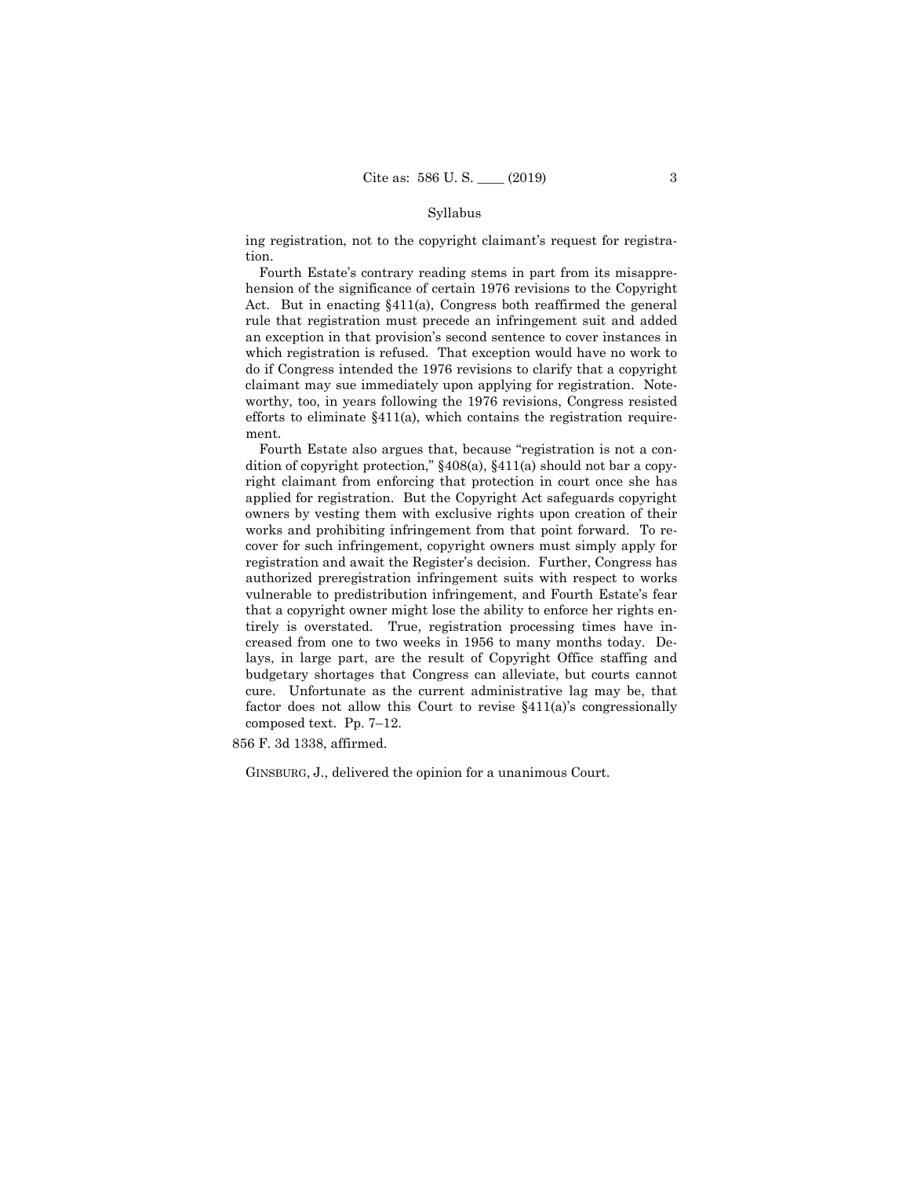ing registration, not to the copyright claimant's request for registration.

Fourth Estate's contrary reading stems in part from its misapprehension of the significance of certain 1976 revisions to the Copyright Act. But in enacting §411(a), Congress both reaffirmed the general rule that registration must precede an infringement suit and added an exception in that provision's second sentence to cover instances in which registration is refused. That exception would have no work to do if Congress intended the 1976 revisions to clarify that a copyright claimant may sue immediately upon applying for registration. Noteworthy, too, in years following the 1976 revisions, Congress resisted efforts to eliminate §411(a), which contains the registration requirement.

Fourth Estate also argues that, because "registration is not a condition of copyright protection," §408(a), §411(a) should not bar a copyright claimant from enforcing that protection in court once she has applied for registration. But the Copyright Act safeguards copyright owners by vesting them with exclusive rights upon creation of their works and prohibiting infringement from that point forward. To recover for such infringement, copyright owners must simply apply for registration and await the Register's decision. Further, Congress has authorized preregistration infringement suits with respect to works vulnerable to predistribution infringement, and Fourth Estate's fear that a copyright owner might lose the ability to enforce her rights entirely is overstated. True, registration processing times have increased from one to two weeks in 1956 to many months today. Delays, in large part, are the result of Copyright Office staffing and budgetary shortages that Congress can alleviate, but courts cannot cure. Unfortunate as the current administrative lag may be, that factor does not allow this Court to revise §411(a)'s congressionally composed text. Pp. 7–12.

856 F. 3d 1338, affirmed.

GINSBURG, J., delivered the opinion for a unanimous Court.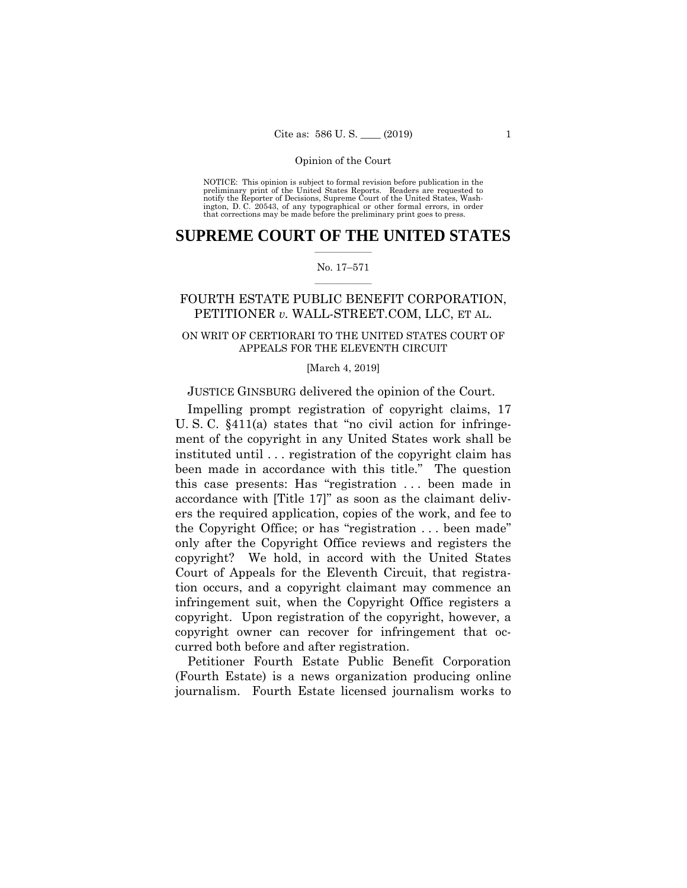Opinion of the Court

NOTICE: This opinion is subject to formal revision before publication in the preliminary print of the United States Reports. Readers are requested to notify the Reporter of Decisions, Supreme Court of the United States, Washington, D. C. 20543, of any typographical or other formal errors, in order that corrections may be made before the preliminary print goes to press.

# SUPREME COURT OF THE UNITED STATES

No. 17–571

## FOURTH ESTATE PUBLIC BENEFIT CORPORATION, PETITIONER *v.* WALL-STREET.COM, LLC, ET AL.

ON WRIT OF CERTIORARI TO THE UNITED STATES COURT OF APPEALS FOR THE ELEVENTH CIRCUIT

[March 4, 2019]

JUSTICE GINSBURG delivered the opinion of the Court.

Impelling prompt registration of copyright claims, 17 U. S. C. §411(a) states that "no civil action for infringement of the copyright in any United States work shall be instituted until . . . registration of the copyright claim has been made in accordance with this title." The question this case presents: Has "registration . . . been made in accordance with [Title 17]" as soon as the claimant delivers the required application, copies of the work, and fee to the Copyright Office; or has "registration . . . been made" only after the Copyright Office reviews and registers the copyright? We hold, in accord with the United States Court of Appeals for the Eleventh Circuit, that registration occurs, and a copyright claimant may commence an infringement suit, when the Copyright Office registers a copyright. Upon registration of the copyright, however, a copyright owner can recover for infringement that occurred both before and after registration.

Petitioner Fourth Estate Public Benefit Corporation (Fourth Estate) is a news organization producing online journalism. Fourth Estate licensed journalism works to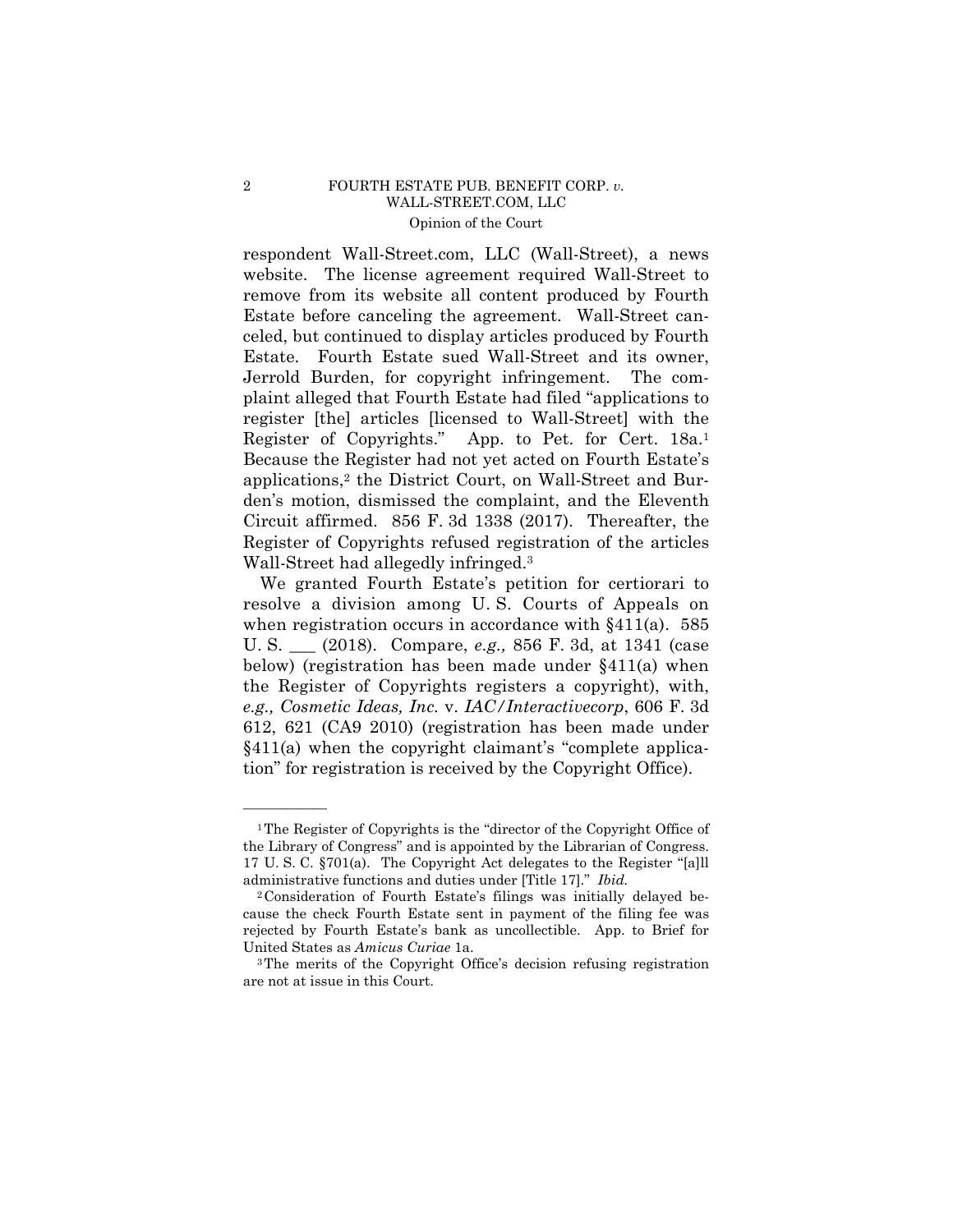respondent Wall-Street.com, LLC (Wall-Street), a news website. The license agreement required Wall-Street to remove from its website all content produced by Fourth Estate before canceling the agreement. Wall-Street canceled, but continued to display articles produced by Fourth Estate. Fourth Estate sued Wall-Street and its owner, Jerrold Burden, for copyright infringement. The complaint alleged that Fourth Estate had filed "applications to register [the] articles [licensed to Wall-Street] with the Register of Copyrights." App. to Pet. for Cert. 18a.[1] Because the Register had not yet acted on Fourth Estate's applications,[2] the District Court, on Wall-Street and Burden's motion, dismissed the complaint, and the Eleventh Circuit affirmed. 856 F. 3d 1338 (2017). Thereafter, the Register of Copyrights refused registration of the articles Wall-Street had allegedly infringed.[3]

We granted Fourth Estate's petition for certiorari to resolve a division among U. S. Courts of Appeals on when registration occurs in accordance with §411(a). 585 U. S. ___ (2018). Compare, *e.g.,* 856 F. 3d, at 1341 (case below) (registration has been made under §411(a) when the Register of Copyrights registers a copyright), with, *e.g., Cosmetic Ideas, Inc.* v. *IAC/Interactivecorp*, 606 F. 3d 612, 621 (CA9 2010) (registration has been made under §411(a) when the copyright claimant's "complete application" for registration is received by the Copyright Office).

---

[1] The Register of Copyrights is the "director of the Copyright Office of the Library of Congress" and is appointed by the Librarian of Congress. 17 U. S. C. §701(a). The Copyright Act delegates to the Register "[a]ll administrative functions and duties under [Title 17]." *Ibid.*

[2] Consideration of Fourth Estate's filings was initially delayed because the check Fourth Estate sent in payment of the filing fee was rejected by Fourth Estate's bank as uncollectible. App. to Brief for United States as *Amicus Curiae* 1a.

[3] The merits of the Copyright Office's decision refusing registration are not at issue in this Court.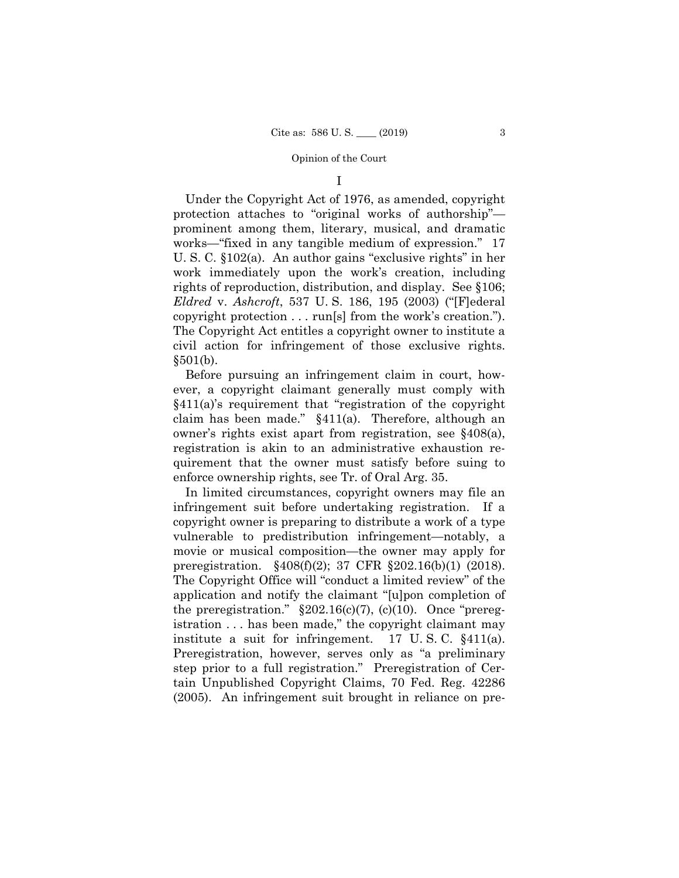# I

Under the Copyright Act of 1976, as amended, copyright protection attaches to "original works of authorship"—prominent among them, literary, musical, and dramatic works—"fixed in any tangible medium of expression." 17 U. S. C. §102(a). An author gains "exclusive rights" in her work immediately upon the work's creation, including rights of reproduction, distribution, and display. See §106; *Eldred* v. *Ashcroft*, 537 U. S. 186, 195 (2003) ("[F]ederal copyright protection . . . run[s] from the work's creation."). The Copyright Act entitles a copyright owner to institute a civil action for infringement of those exclusive rights. §501(b).

Before pursuing an infringement claim in court, however, a copyright claimant generally must comply with §411(a)'s requirement that "registration of the copyright claim has been made." §411(a). Therefore, although an owner's rights exist apart from registration, see §408(a), registration is akin to an administrative exhaustion requirement that the owner must satisfy before suing to enforce ownership rights, see Tr. of Oral Arg. 35.

In limited circumstances, copyright owners may file an infringement suit before undertaking registration. If a copyright owner is preparing to distribute a work of a type vulnerable to predistribution infringement—notably, a movie or musical composition—the owner may apply for preregistration. §408(f)(2); 37 CFR §202.16(b)(1) (2018). The Copyright Office will "conduct a limited review" of the application and notify the claimant "[u]pon completion of the preregistration." §202.16(c)(7), (c)(10). Once "preregistration . . . has been made," the copyright claimant may institute a suit for infringement. 17 U. S. C. §411(a). Preregistration, however, serves only as "a preliminary step prior to a full registration." Preregistration of Certain Unpublished Copyright Claims, 70 Fed. Reg. 42286 (2005). An infringement suit brought in reliance on pre-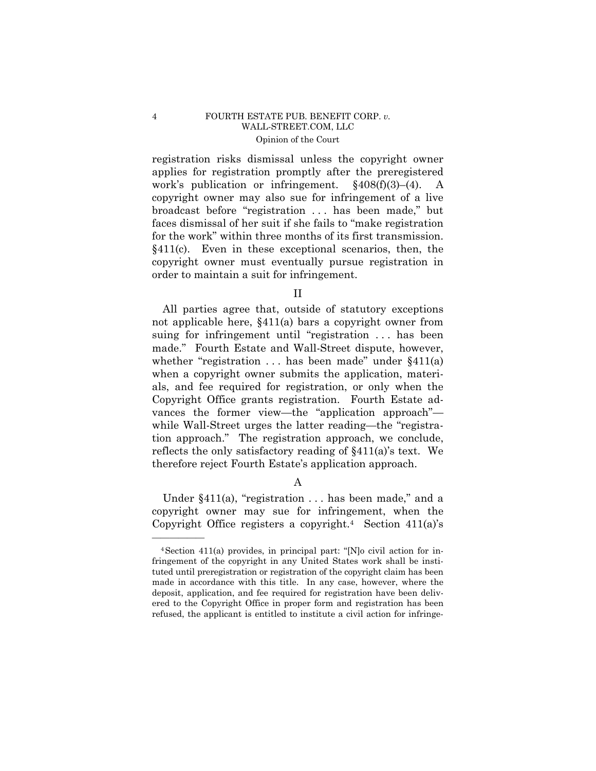registration risks dismissal unless the copyright owner applies for registration promptly after the preregistered work's publication or infringement. §408(f)(3)–(4). A copyright owner may also sue for infringement of a live broadcast before "registration . . . has been made," but faces dismissal of her suit if she fails to "make registration for the work" within three months of its first transmission. §411(c). Even in these exceptional scenarios, then, the copyright owner must eventually pursue registration in order to maintain a suit for infringement.

## II

All parties agree that, outside of statutory exceptions not applicable here, §411(a) bars a copyright owner from suing for infringement until "registration . . . has been made." Fourth Estate and Wall-Street dispute, however, whether "registration . . . has been made" under §411(a) when a copyright owner submits the application, materials, and fee required for registration, or only when the Copyright Office grants registration. Fourth Estate advances the former view—the "application approach"—while Wall-Street urges the latter reading—the "registration approach." The registration approach, we conclude, reflects the only satisfactory reading of §411(a)'s text. We therefore reject Fourth Estate's application approach.

### A

Under §411(a), "registration . . . has been made," and a copyright owner may sue for infringement, when the Copyright Office registers a copyright.[4] Section 411(a)'s

---

[4] Section 411(a) provides, in principal part: "[N]o civil action for infringement of the copyright in any United States work shall be instituted until preregistration or registration of the copyright claim has been made in accordance with this title. In any case, however, where the deposit, application, and fee required for registration have been delivered to the Copyright Office in proper form and registration has been refused, the applicant is entitled to institute a civil action for infringe-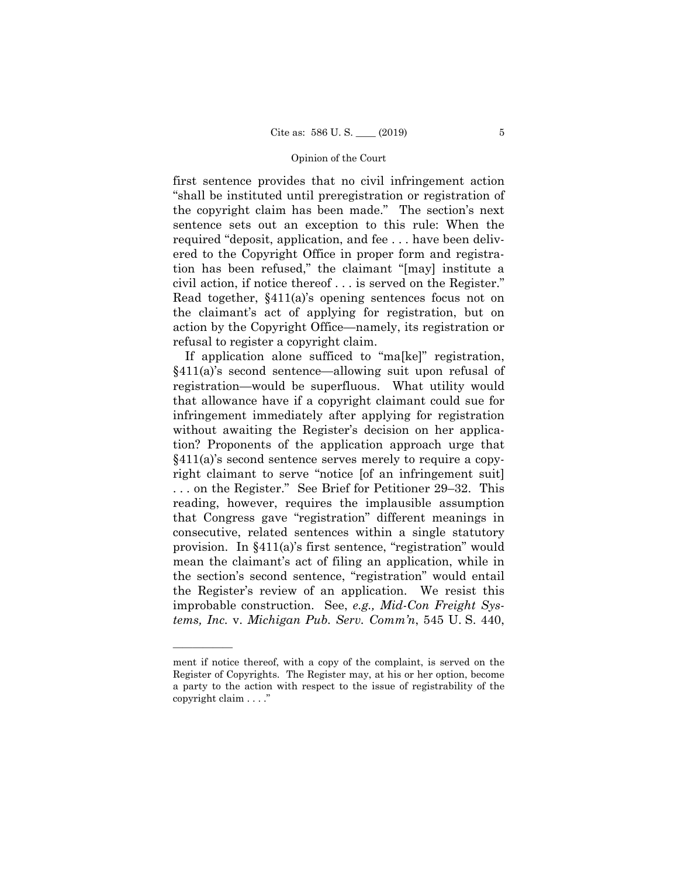first sentence provides that no civil infringement action "shall be instituted until preregistration or registration of the copyright claim has been made." The section's next sentence sets out an exception to this rule: When the required "deposit, application, and fee . . . have been delivered to the Copyright Office in proper form and registration has been refused," the claimant "[may] institute a civil action, if notice thereof . . . is served on the Register." Read together, §411(a)'s opening sentences focus not on the claimant's act of applying for registration, but on action by the Copyright Office—namely, its registration or refusal to register a copyright claim.

If application alone sufficed to "ma[ke]" registration, §411(a)'s second sentence—allowing suit upon refusal of registration—would be superfluous. What utility would that allowance have if a copyright claimant could sue for infringement immediately after applying for registration without awaiting the Register's decision on her application? Proponents of the application approach urge that §411(a)'s second sentence serves merely to require a copyright claimant to serve "notice [of an infringement suit] . . . on the Register." See Brief for Petitioner 29–32. This reading, however, requires the implausible assumption that Congress gave "registration" different meanings in consecutive, related sentences within a single statutory provision. In §411(a)'s first sentence, "registration" would mean the claimant's act of filing an application, while in the section's second sentence, "registration" would entail the Register's review of an application. We resist this improbable construction. See, *e.g., Mid-Con Freight Systems, Inc.* v. *Michigan Pub. Serv. Comm'n*, 545 U. S. 440,

---

ment if notice thereof, with a copy of the complaint, is served on the Register of Copyrights. The Register may, at his or her option, become a party to the action with respect to the issue of registrability of the copyright claim . . . ."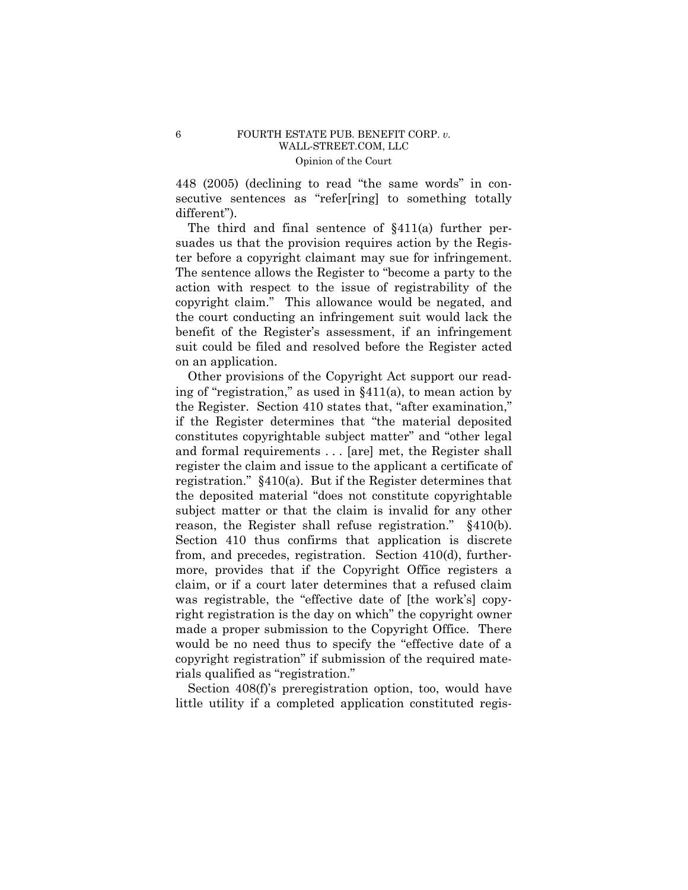448 (2005) (declining to read "the same words" in consecutive sentences as "refer[ring] to something totally different").

The third and final sentence of §411(a) further persuades us that the provision requires action by the Register before a copyright claimant may sue for infringement. The sentence allows the Register to "become a party to the action with respect to the issue of registrability of the copyright claim." This allowance would be negated, and the court conducting an infringement suit would lack the benefit of the Register's assessment, if an infringement suit could be filed and resolved before the Register acted on an application.

Other provisions of the Copyright Act support our reading of "registration," as used in §411(a), to mean action by the Register. Section 410 states that, "after examination," if the Register determines that "the material deposited constitutes copyrightable subject matter" and "other legal and formal requirements . . . [are] met, the Register shall register the claim and issue to the applicant a certificate of registration." §410(a). But if the Register determines that the deposited material "does not constitute copyrightable subject matter or that the claim is invalid for any other reason, the Register shall refuse registration." §410(b). Section 410 thus confirms that application is discrete from, and precedes, registration. Section 410(d), furthermore, provides that if the Copyright Office registers a claim, or if a court later determines that a refused claim was registrable, the "effective date of [the work's] copyright registration is the day on which" the copyright owner made a proper submission to the Copyright Office. There would be no need thus to specify the "effective date of a copyright registration" if submission of the required materials qualified as "registration."

Section 408(f)'s preregistration option, too, would have little utility if a completed application constituted regis-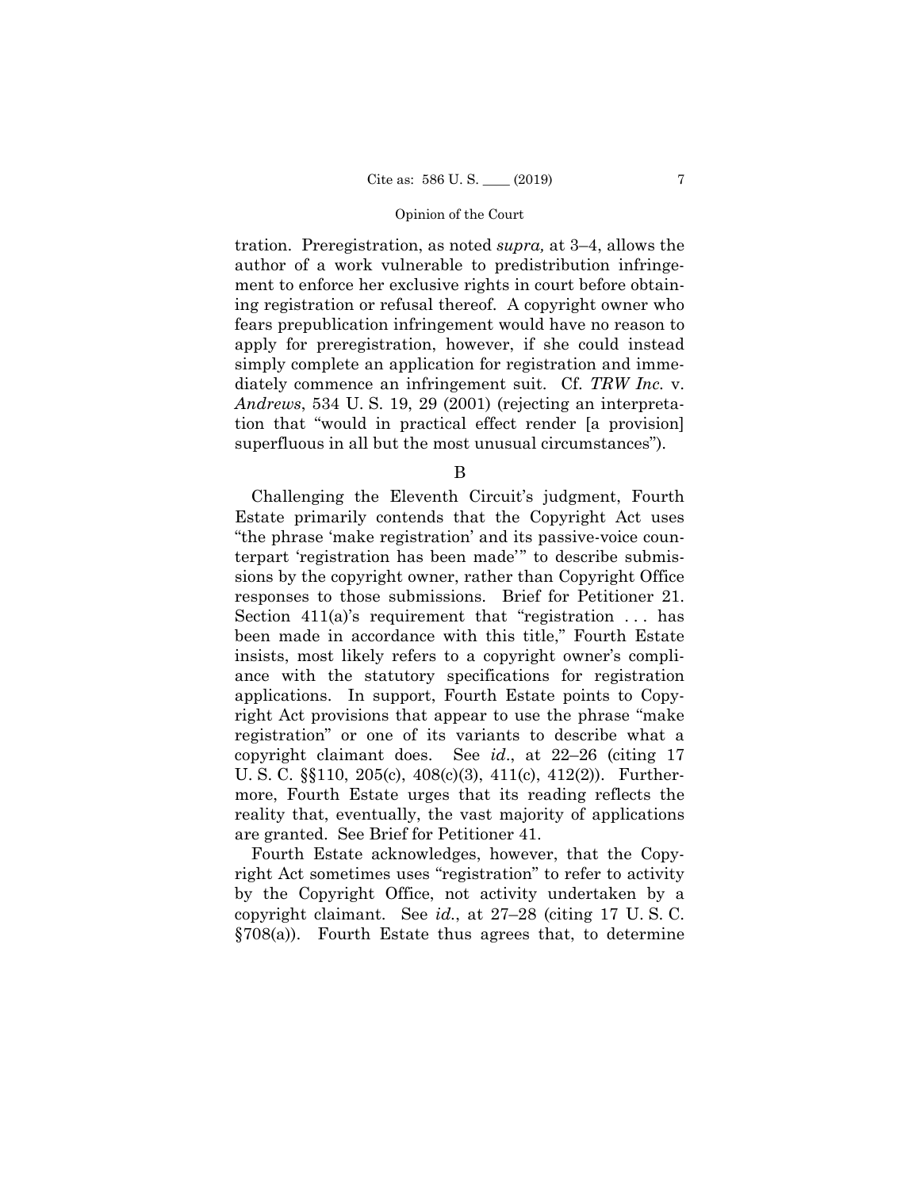tration. Preregistration, as noted *supra,* at 3–4, allows the author of a work vulnerable to predistribution infringement to enforce her exclusive rights in court before obtaining registration or refusal thereof. A copyright owner who fears prepublication infringement would have no reason to apply for preregistration, however, if she could instead simply complete an application for registration and immediately commence an infringement suit. Cf. *TRW Inc.* v. *Andrews*, 534 U. S. 19, 29 (2001) (rejecting an interpretation that "would in practical effect render [a provision] superfluous in all but the most unusual circumstances").

B

Challenging the Eleventh Circuit's judgment, Fourth Estate primarily contends that the Copyright Act uses "the phrase 'make registration' and its passive-voice counterpart 'registration has been made'" to describe submissions by the copyright owner, rather than Copyright Office responses to those submissions. Brief for Petitioner 21. Section 411(a)'s requirement that "registration . . . has been made in accordance with this title," Fourth Estate insists, most likely refers to a copyright owner's compliance with the statutory specifications for registration applications. In support, Fourth Estate points to Copyright Act provisions that appear to use the phrase "make registration" or one of its variants to describe what a copyright claimant does. See *id*., at 22–26 (citing 17 U. S. C. §§110, 205(c), 408(c)(3), 411(c), 412(2)). Furthermore, Fourth Estate urges that its reading reflects the reality that, eventually, the vast majority of applications are granted. See Brief for Petitioner 41.

Fourth Estate acknowledges, however, that the Copyright Act sometimes uses "registration" to refer to activity by the Copyright Office, not activity undertaken by a copyright claimant. See *id*., at 27–28 (citing 17 U. S. C. §708(a)). Fourth Estate thus agrees that, to determine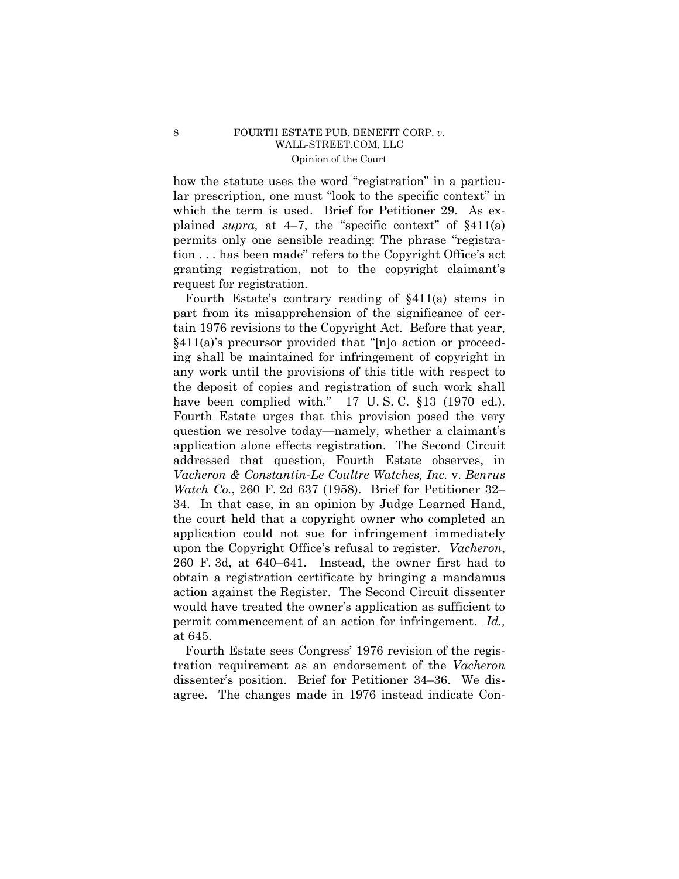how the statute uses the word "registration" in a particular prescription, one must "look to the specific context" in which the term is used. Brief for Petitioner 29. As explained *supra,* at 4–7, the "specific context" of §411(a) permits only one sensible reading: The phrase "registration . . . has been made" refers to the Copyright Office's act granting registration, not to the copyright claimant's request for registration.

Fourth Estate's contrary reading of §411(a) stems in part from its misapprehension of the significance of certain 1976 revisions to the Copyright Act. Before that year, §411(a)'s precursor provided that "[n]o action or proceeding shall be maintained for infringement of copyright in any work until the provisions of this title with respect to the deposit of copies and registration of such work shall have been complied with." 17 U. S. C. §13 (1970 ed.). Fourth Estate urges that this provision posed the very question we resolve today—namely, whether a claimant's application alone effects registration. The Second Circuit addressed that question, Fourth Estate observes, in *Vacheron & Constantin-Le Coultre Watches, Inc.* v. *Benrus Watch Co.*, 260 F. 2d 637 (1958). Brief for Petitioner 32–34. In that case, in an opinion by Judge Learned Hand, the court held that a copyright owner who completed an application could not sue for infringement immediately upon the Copyright Office's refusal to register. *Vacheron*, 260 F. 3d, at 640–641. Instead, the owner first had to obtain a registration certificate by bringing a mandamus action against the Register. The Second Circuit dissenter would have treated the owner's application as sufficient to permit commencement of an action for infringement. *Id.,* at 645.

Fourth Estate sees Congress' 1976 revision of the registration requirement as an endorsement of the *Vacheron* dissenter's position. Brief for Petitioner 34–36. We disagree. The changes made in 1976 instead indicate Con-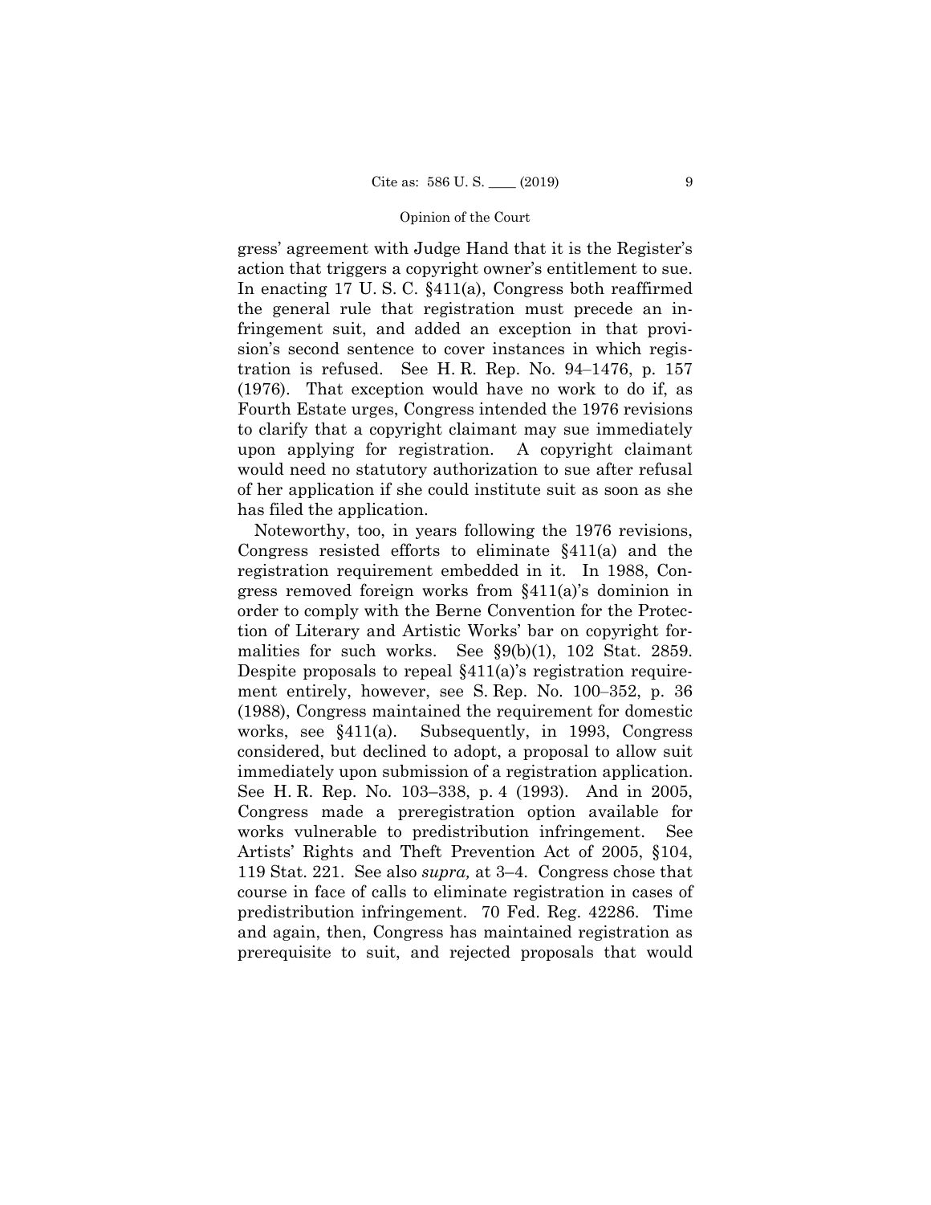gress' agreement with Judge Hand that it is the Register's action that triggers a copyright owner's entitlement to sue. In enacting 17 U. S. C. §411(a), Congress both reaffirmed the general rule that registration must precede an infringement suit, and added an exception in that provision's second sentence to cover instances in which registration is refused. See H. R. Rep. No. 94–1476, p. 157 (1976). That exception would have no work to do if, as Fourth Estate urges, Congress intended the 1976 revisions to clarify that a copyright claimant may sue immediately upon applying for registration. A copyright claimant would need no statutory authorization to sue after refusal of her application if she could institute suit as soon as she has filed the application.

Noteworthy, too, in years following the 1976 revisions, Congress resisted efforts to eliminate §411(a) and the registration requirement embedded in it. In 1988, Congress removed foreign works from §411(a)'s dominion in order to comply with the Berne Convention for the Protection of Literary and Artistic Works' bar on copyright formalities for such works. See §9(b)(1), 102 Stat. 2859. Despite proposals to repeal §411(a)'s registration requirement entirely, however, see S. Rep. No. 100–352, p. 36 (1988), Congress maintained the requirement for domestic works, see §411(a). Subsequently, in 1993, Congress considered, but declined to adopt, a proposal to allow suit immediately upon submission of a registration application. See H. R. Rep. No. 103–338, p. 4 (1993). And in 2005, Congress made a preregistration option available for works vulnerable to predistribution infringement. See Artists' Rights and Theft Prevention Act of 2005, §104, 119 Stat. 221. See also *supra,* at 3–4. Congress chose that course in face of calls to eliminate registration in cases of predistribution infringement. 70 Fed. Reg. 42286. Time and again, then, Congress has maintained registration as prerequisite to suit, and rejected proposals that would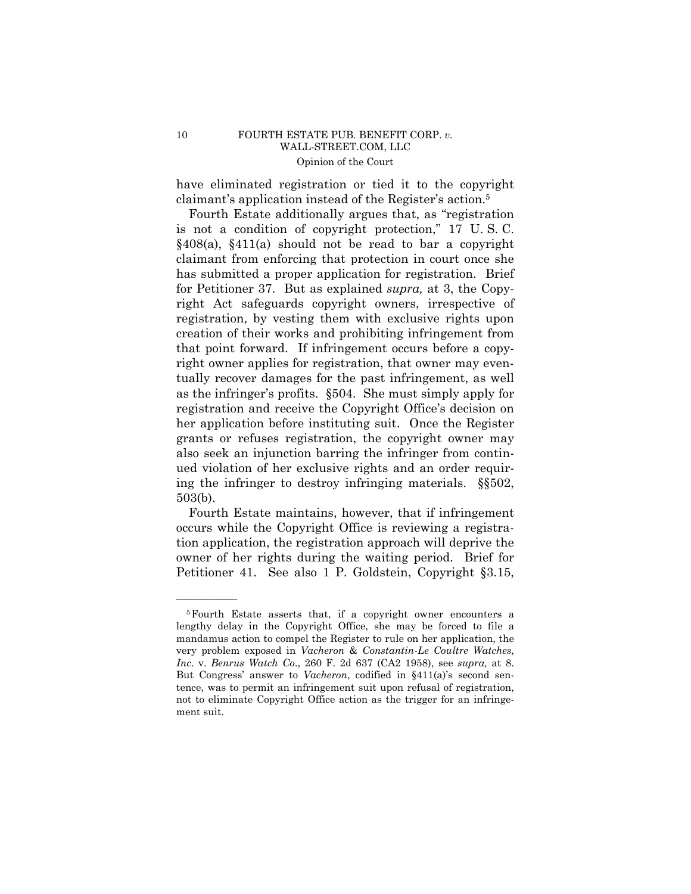have eliminated registration or tied it to the copyright claimant's application instead of the Register's action.[5]

Fourth Estate additionally argues that, as "registration is not a condition of copyright protection," 17 U. S. C. §408(a), §411(a) should not be read to bar a copyright claimant from enforcing that protection in court once she has submitted a proper application for registration. Brief for Petitioner 37. But as explained *supra,* at 3, the Copyright Act safeguards copyright owners, irrespective of registration, by vesting them with exclusive rights upon creation of their works and prohibiting infringement from that point forward. If infringement occurs before a copyright owner applies for registration, that owner may eventually recover damages for the past infringement, as well as the infringer's profits. §504. She must simply apply for registration and receive the Copyright Office's decision on her application before instituting suit. Once the Register grants or refuses registration, the copyright owner may also seek an injunction barring the infringer from continued violation of her exclusive rights and an order requiring the infringer to destroy infringing materials. §§502, 503(b).

Fourth Estate maintains, however, that if infringement occurs while the Copyright Office is reviewing a registration application, the registration approach will deprive the owner of her rights during the waiting period. Brief for Petitioner 41. See also 1 P. Goldstein, Copyright §3.15,

---

[5] Fourth Estate asserts that, if a copyright owner encounters a lengthy delay in the Copyright Office, she may be forced to file a mandamus action to compel the Register to rule on her application, the very problem exposed in *Vacheron* & *Constantin-Le Coultre Watches, Inc.* v. *Benrus Watch Co.*, 260 F. 2d 637 (CA2 1958), see *supra,* at 8. But Congress' answer to *Vacheron*, codified in §411(a)'s second sentence, was to permit an infringement suit upon refusal of registration, not to eliminate Copyright Office action as the trigger for an infringement suit.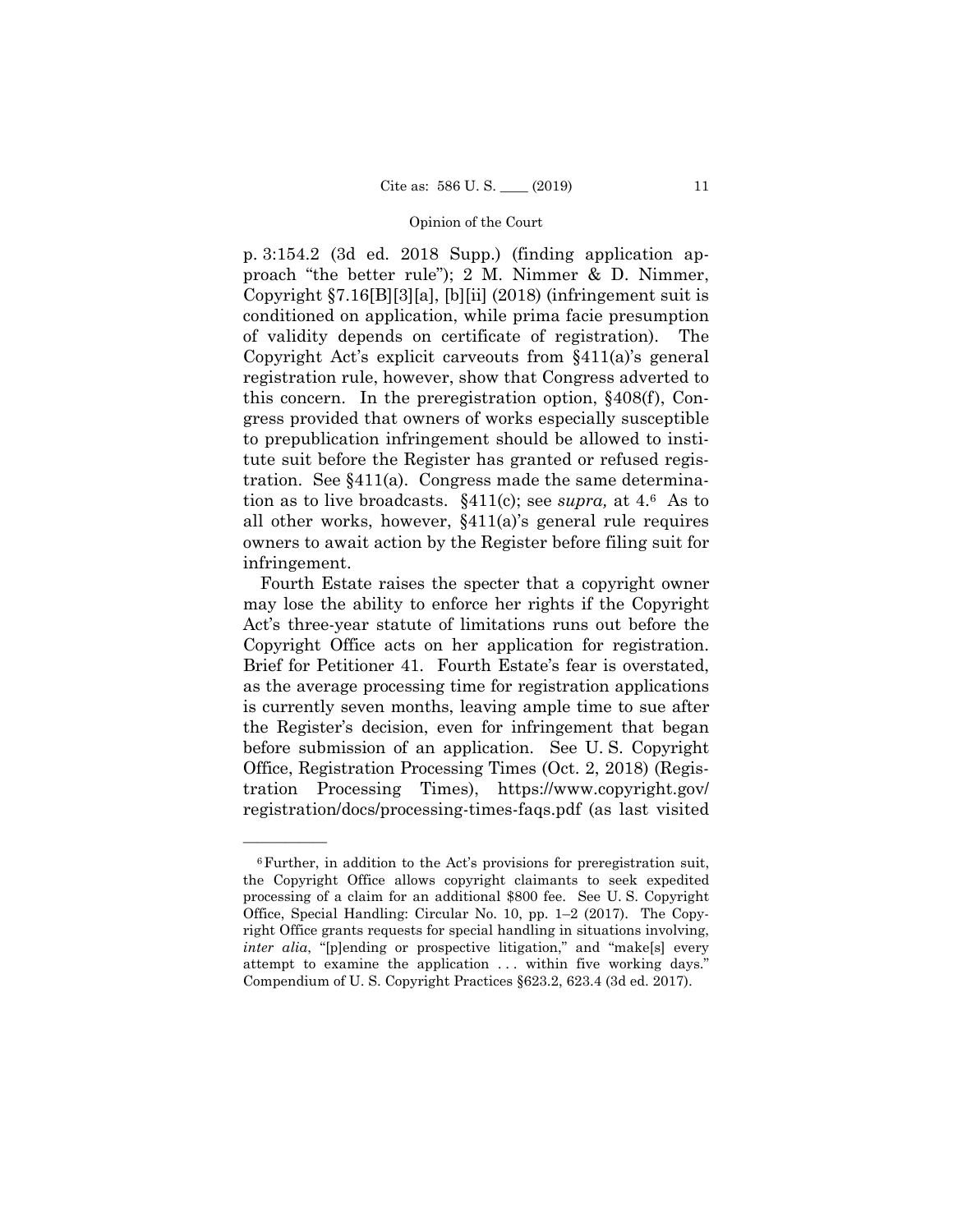p. 3:154.2 (3d ed. 2018 Supp.) (finding application approach "the better rule"); 2 M. Nimmer & D. Nimmer, Copyright §7.16[B][3][a], [b][ii] (2018) (infringement suit is conditioned on application, while prima facie presumption of validity depends on certificate of registration). The Copyright Act's explicit carveouts from §411(a)'s general registration rule, however, show that Congress adverted to this concern. In the preregistration option, §408(f), Congress provided that owners of works especially susceptible to prepublication infringement should be allowed to institute suit before the Register has granted or refused registration. See §411(a). Congress made the same determination as to live broadcasts. §411(c); see *supra,* at 4.[6] As to all other works, however, §411(a)'s general rule requires owners to await action by the Register before filing suit for infringement.

Fourth Estate raises the specter that a copyright owner may lose the ability to enforce her rights if the Copyright Act's three-year statute of limitations runs out before the Copyright Office acts on her application for registration. Brief for Petitioner 41. Fourth Estate's fear is overstated, as the average processing time for registration applications is currently seven months, leaving ample time to sue after the Register's decision, even for infringement that began before submission of an application. See U. S. Copyright Office, Registration Processing Times (Oct. 2, 2018) (Registration Processing Times), https://www.copyright.gov/registration/docs/processing-times-faqs.pdf (as last visited

---

[6] Further, in addition to the Act's provisions for preregistration suit, the Copyright Office allows copyright claimants to seek expedited processing of a claim for an additional $800 fee. See U. S. Copyright Office, Special Handling: Circular No. 10, pp. 1–2 (2017). The Copyright Office grants requests for special handling in situations involving, *inter alia*, "[p]ending or prospective litigation," and "make[s] every attempt to examine the application . . . within five working days." Compendium of U. S. Copyright Practices §623.2, 623.4 (3d ed. 2017).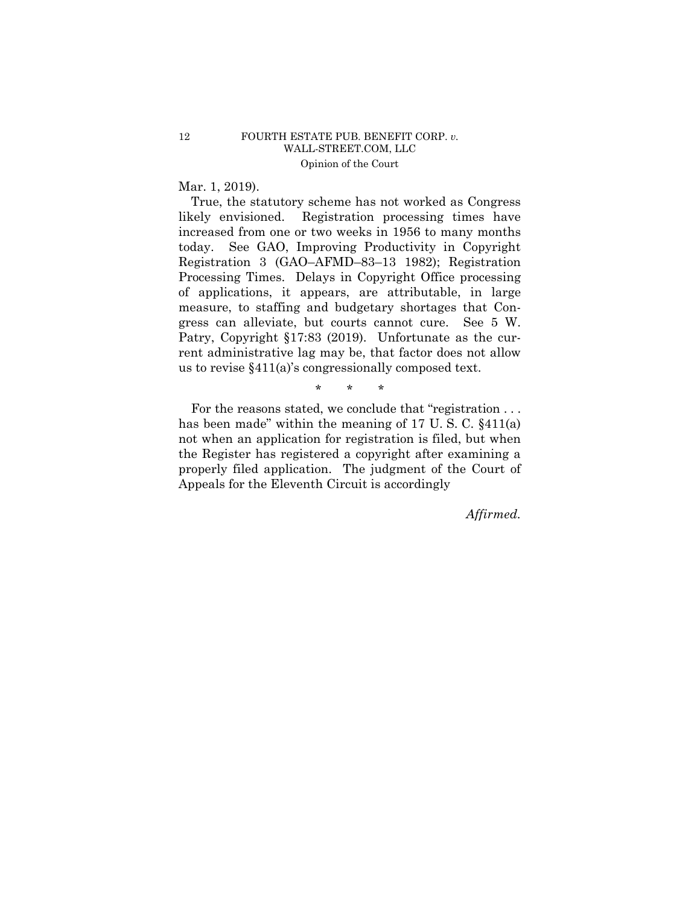Mar. 1, 2019).

True, the statutory scheme has not worked as Congress likely envisioned. Registration processing times have increased from one or two weeks in 1956 to many months today. See GAO, Improving Productivity in Copyright Registration 3 (GAO–AFMD–83–13 1982); Registration Processing Times. Delays in Copyright Office processing of applications, it appears, are attributable, in large measure, to staffing and budgetary shortages that Congress can alleviate, but courts cannot cure. See 5 W. Patry, Copyright §17:83 (2019). Unfortunate as the current administrative lag may be, that factor does not allow us to revise §411(a)'s congressionally composed text.

\* \* \*

For the reasons stated, we conclude that "registration . . . has been made" within the meaning of 17 U. S. C. §411(a) not when an application for registration is filed, but when the Register has registered a copyright after examining a properly filed application. The judgment of the Court of Appeals for the Eleventh Circuit is accordingly

*Affirmed.*